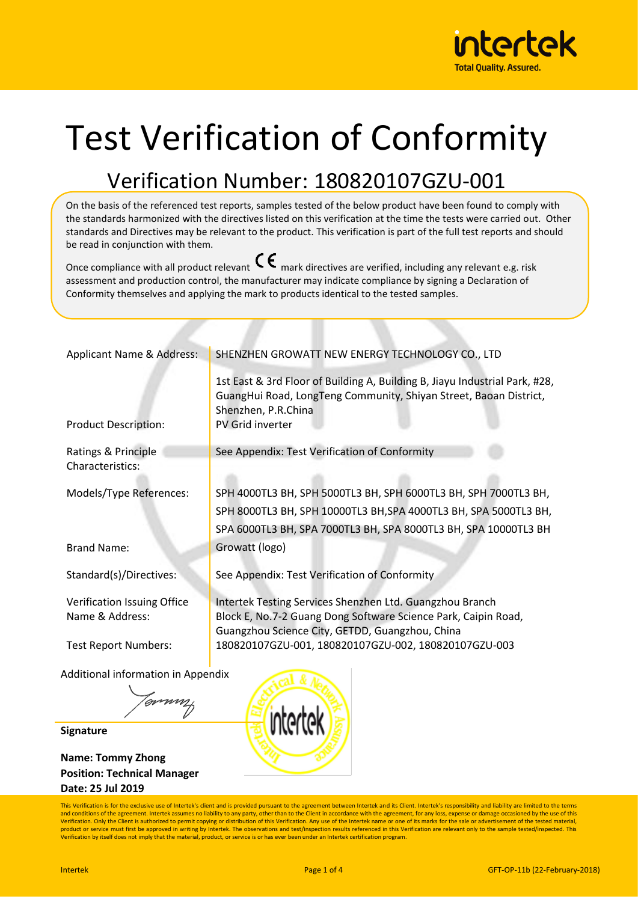# Test Verification of Conformity

## Verification Number: 180820107GZU-001

On the basis of the referenced test reports, samples tested of the below product have been found to comply with the standards harmonized with the directives listed on this verification at the time the tests were carried out. Other standards and Directives may be relevant to the product. This verification is part of the full test reports and should be read in conjunction with them.

Once compliance with all product relevant CE mark directives are verified, including any relevant e.g. risk assessment and production control, the manufacturer may indicate compliance by signing a Declaration of Conformity themselves and applying the mark to products identical to the tested samples.

| | |
|---|---|
| Applicant Name & Address: | SHENZHEN GROWATT NEW ENERGY TECHNOLOGY CO., LTD<br>1st East & 3rd Floor of Building A, Building B, Jiayu Industrial Park, #28, GuangHui Road, LongTeng Community, Shiyan Street, Baoan District, Shenzhen, P.R.China |
| Product Description: | PV Grid inverter |
| Ratings & Principle Characteristics: | See Appendix: Test Verification of Conformity |
| Models/Type References: | SPH 4000TL3 BH, SPH 5000TL3 BH, SPH 6000TL3 BH, SPH 7000TL3 BH, SPH 8000TL3 BH, SPH 10000TL3 BH,SPA 4000TL3 BH, SPA 5000TL3 BH, SPA 6000TL3 BH, SPA 7000TL3 BH, SPA 8000TL3 BH, SPA 10000TL3 BH |
| Brand Name: | Growatt (logo) |
| Standard(s)/Directives: | See Appendix: Test Verification of Conformity |
| Verification Issuing Office Name & Address: | Intertek Testing Services Shenzhen Ltd. Guangzhou Branch<br>Block E, No.7-2 Guang Dong Software Science Park, Caipin Road, Guangzhou Science City, GETDD, Guangzhou, China |
| Test Report Numbers: | 180820107GZU-001, 180820107GZU-002, 180820107GZU-003 |

Additional information in Appendix

**Signature**

**Name: Tommy Zhong**
**Position: Technical Manager**
**Date: 25 Jul 2019**

This Verification is for the exclusive use of Intertek's client and is provided pursuant to the agreement between Intertek and its Client. Intertek's responsibility and liability are limited to the terms and conditions of the agreement. Intertek assumes no liability to any party, other than to the Client in accordance with the agreement, for any loss, expense or damage occasioned by the use of this Verification. Only the Client is authorized to permit copying or distribution of this Verification. Any use of the Intertek name or one of its marks for the sale or advertisement of the tested material, product or service must first be approved in writing by Intertek. The observations and test/inspection results referenced in this Verification are relevant only to the sample tested/inspected. This Verification by itself does not imply that the material, product, or service is or has ever been under an Intertek certification program.

GFT-OP-11b (22-February-2018)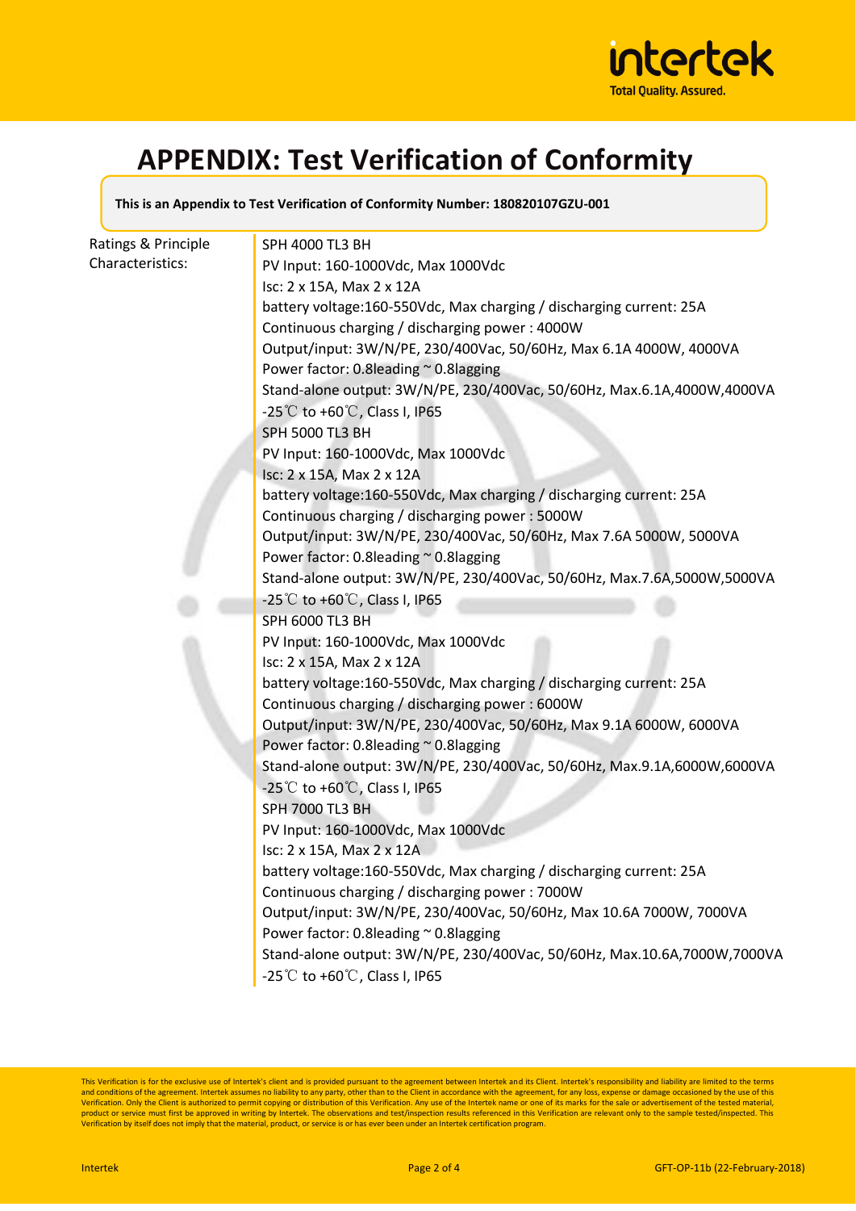# APPENDIX: Test Verification of Conformity

**This is an Appendix to Test Verification of Conformity Number: 180820107GZU-001**

Ratings & Principle Characteristics:

SPH 4000 TL3 BH
PV Input: 160-1000Vdc, Max 1000Vdc
Isc: 2 x 15A, Max 2 x 12A
battery voltage:160-550Vdc, Max charging / discharging current: 25A
Continuous charging / discharging power : 4000W
Output/input: 3W/N/PE, 230/400Vac, 50/60Hz, Max 6.1A 4000W, 4000VA
Power factor: 0.8leading ~ 0.8lagging
Stand-alone output: 3W/N/PE, 230/400Vac, 50/60Hz, Max.6.1A,4000W,4000VA
-25℃ to +60℃, Class I, IP65

SPH 5000 TL3 BH
PV Input: 160-1000Vdc, Max 1000Vdc
Isc: 2 x 15A, Max 2 x 12A
battery voltage:160-550Vdc, Max charging / discharging current: 25A
Continuous charging / discharging power : 5000W
Output/input: 3W/N/PE, 230/400Vac, 50/60Hz, Max 7.6A 5000W, 5000VA
Power factor: 0.8leading ~ 0.8lagging
Stand-alone output: 3W/N/PE, 230/400Vac, 50/60Hz, Max.7.6A,5000W,5000VA
-25℃ to +60℃, Class I, IP65

SPH 6000 TL3 BH
PV Input: 160-1000Vdc, Max 1000Vdc
Isc: 2 x 15A, Max 2 x 12A
battery voltage:160-550Vdc, Max charging / discharging current: 25A
Continuous charging / discharging power : 6000W
Output/input: 3W/N/PE, 230/400Vac, 50/60Hz, Max 9.1A 6000W, 6000VA
Power factor: 0.8leading ~ 0.8lagging
Stand-alone output: 3W/N/PE, 230/400Vac, 50/60Hz, Max.9.1A,6000W,6000VA
-25℃ to +60℃, Class I, IP65

SPH 7000 TL3 BH
PV Input: 160-1000Vdc, Max 1000Vdc
Isc: 2 x 15A, Max 2 x 12A
battery voltage:160-550Vdc, Max charging / discharging current: 25A
Continuous charging / discharging power : 7000W
Output/input: 3W/N/PE, 230/400Vac, 50/60Hz, Max 10.6A 7000W, 7000VA
Power factor: 0.8leading ~ 0.8lagging
Stand-alone output: 3W/N/PE, 230/400Vac, 50/60Hz, Max.10.6A,7000W,7000VA
-25℃ to +60℃, Class I, IP65

This Verification is for the exclusive use of Intertek's client and is provided pursuant to the agreement between Intertek and its Client. Intertek's responsibility and liability are limited to the terms and conditions of the agreement. Intertek assumes no liability to any party, other than to the Client in accordance with the agreement, for any loss, expense or damage occasioned by the use of this Verification. Only the Client is authorized to permit copying or distribution of this Verification. Any use of the Intertek name or one of its marks for the sale or advertisement of the tested material, product or service must first be approved in writing by Intertek. The observations and test/inspection results referenced in this Verification are relevant only to the sample tested/inspected. This Verification by itself does not imply that the material, product, or service is or has ever been under an Intertek certification program.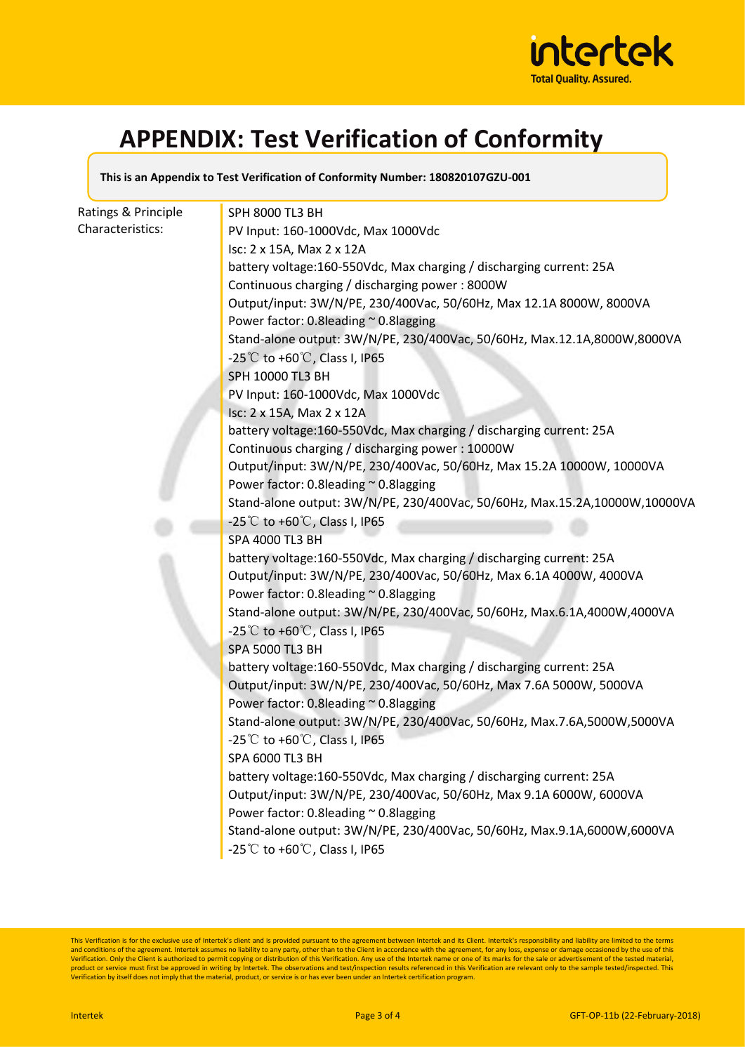# APPENDIX: Test Verification of Conformity

**This is an Appendix to Test Verification of Conformity Number: 180820107GZU-001**

| Ratings & Principle Characteristics: | SPH 8000 TL3 BH<br>PV Input: 160-1000Vdc, Max 1000Vdc<br>Isc: 2 x 15A, Max 2 x 12A<br>battery voltage:160-550Vdc, Max charging / discharging current: 25A<br>Continuous charging / discharging power : 8000W<br>Output/input: 3W/N/PE, 230/400Vac, 50/60Hz, Max 12.1A 8000W, 8000VA<br>Power factor: 0.8leading ~ 0.8lagging<br>Stand-alone output: 3W/N/PE, 230/400Vac, 50/60Hz, Max.12.1A,8000W,8000VA<br>-25℃ to +60℃, Class I, IP65<br>SPH 10000 TL3 BH<br>PV Input: 160-1000Vdc, Max 1000Vdc<br>Isc: 2 x 15A, Max 2 x 12A<br>battery voltage:160-550Vdc, Max charging / discharging current: 25A<br>Continuous charging / discharging power : 10000W<br>Output/input: 3W/N/PE, 230/400Vac, 50/60Hz, Max 15.2A 10000W, 10000VA<br>Power factor: 0.8leading ~ 0.8lagging<br>Stand-alone output: 3W/N/PE, 230/400Vac, 50/60Hz, Max.15.2A,10000W,10000VA<br>-25℃ to +60℃, Class I, IP65<br>SPA 4000 TL3 BH<br>battery voltage:160-550Vdc, Max charging / discharging current: 25A<br>Output/input: 3W/N/PE, 230/400Vac, 50/60Hz, Max 6.1A 4000W, 4000VA<br>Power factor: 0.8leading ~ 0.8lagging<br>Stand-alone output: 3W/N/PE, 230/400Vac, 50/60Hz, Max.6.1A,4000W,4000VA<br>-25℃ to +60℃, Class I, IP65<br>SPA 5000 TL3 BH<br>battery voltage:160-550Vdc, Max charging / discharging current: 25A<br>Output/input: 3W/N/PE, 230/400Vac, 50/60Hz, Max 7.6A 5000W, 5000VA<br>Power factor: 0.8leading ~ 0.8lagging<br>Stand-alone output: 3W/N/PE, 230/400Vac, 50/60Hz, Max.7.6A,5000W,5000VA<br>-25℃ to +60℃, Class I, IP65<br>SPA 6000 TL3 BH<br>battery voltage:160-550Vdc, Max charging / discharging current: 25A<br>Output/input: 3W/N/PE, 230/400Vac, 50/60Hz, Max 9.1A 6000W, 6000VA<br>Power factor: 0.8leading ~ 0.8lagging<br>Stand-alone output: 3W/N/PE, 230/400Vac, 50/60Hz, Max.9.1A,6000W,6000VA<br>-25℃ to +60℃, Class I, IP65 |
|---|---|

This Verification is for the exclusive use of Intertek's client and is provided pursuant to the agreement between Intertek and its Client. Intertek's responsibility and liability are limited to the terms and conditions of the agreement. Intertek assumes no liability to any party, other than to the Client in accordance with the agreement, for any loss, expense or damage occasioned by the use of this Verification. Only the Client is authorized to permit copying or distribution of this Verification. Any use of the Intertek name or one of its marks for the sale or advertisement of the tested material, product or service must first be approved in writing by Intertek. The observations and test/inspection results referenced in this Verification are relevant only to the sample tested/inspected. This Verification by itself does not imply that the material, product, or service is or has ever been under an Intertek certification program.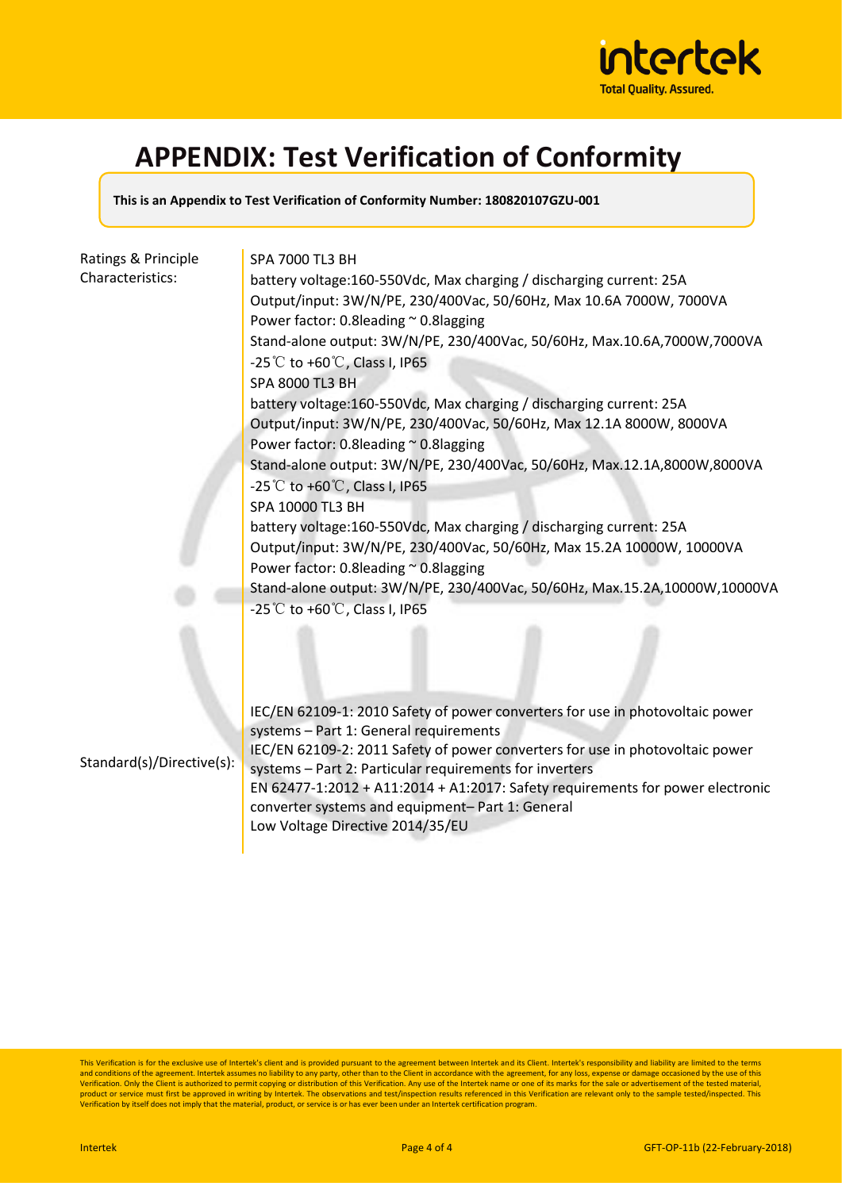# APPENDIX: Test Verification of Conformity

**This is an Appendix to Test Verification of Conformity Number: 180820107GZU-001**

| | |
|---|---|
| Ratings & Principle Characteristics: | SPA 7000 TL3 BH<br>battery voltage:160-550Vdc, Max charging / discharging current: 25A<br>Output/input: 3W/N/PE, 230/400Vac, 50/60Hz, Max 10.6A 7000W, 7000VA<br>Power factor: 0.8leading ~ 0.8lagging<br>Stand-alone output: 3W/N/PE, 230/400Vac, 50/60Hz, Max.10.6A,7000W,7000VA<br>-25℃ to +60℃, Class I, IP65<br>SPA 8000 TL3 BH<br>battery voltage:160-550Vdc, Max charging / discharging current: 25A<br>Output/input: 3W/N/PE, 230/400Vac, 50/60Hz, Max 12.1A 8000W, 8000VA<br>Power factor: 0.8leading ~ 0.8lagging<br>Stand-alone output: 3W/N/PE, 230/400Vac, 50/60Hz, Max.12.1A,8000W,8000VA<br>-25℃ to +60℃, Class I, IP65<br>SPA 10000 TL3 BH<br>battery voltage:160-550Vdc, Max charging / discharging current: 25A<br>Output/input: 3W/N/PE, 230/400Vac, 50/60Hz, Max 15.2A 10000W, 10000VA<br>Power factor: 0.8leading ~ 0.8lagging<br>Stand-alone output: 3W/N/PE, 230/400Vac, 50/60Hz, Max.15.2A,10000W,10000VA<br>-25℃ to +60℃, Class I, IP65 |
| Standard(s)/Directive(s): | IEC/EN 62109-1: 2010 Safety of power converters for use in photovoltaic power systems – Part 1: General requirements<br>IEC/EN 62109-2: 2011 Safety of power converters for use in photovoltaic power systems – Part 2: Particular requirements for inverters<br>EN 62477-1:2012 + A11:2014 + A1:2017: Safety requirements for power electronic converter systems and equipment– Part 1: General<br>Low Voltage Directive 2014/35/EU |

This Verification is for the exclusive use of Intertek's client and is provided pursuant to the agreement between Intertek and its Client. Intertek's responsibility and liability are limited to the terms and conditions of the agreement. Intertek assumes no liability to any party, other than to the Client in accordance with the agreement, for any loss, expense or damage occasioned by the use of this Verification. Only the Client is authorized to permit copying or distribution of this Verification. Any use of the Intertek name or one of its marks for the sale or advertisement of the tested material, product or service must first be approved in writing by Intertek. The observations and test/inspection results referenced in this Verification are relevant only to the sample tested/inspected. This Verification by itself does not imply that the material, product, or service is or has ever been under an Intertek certification program.